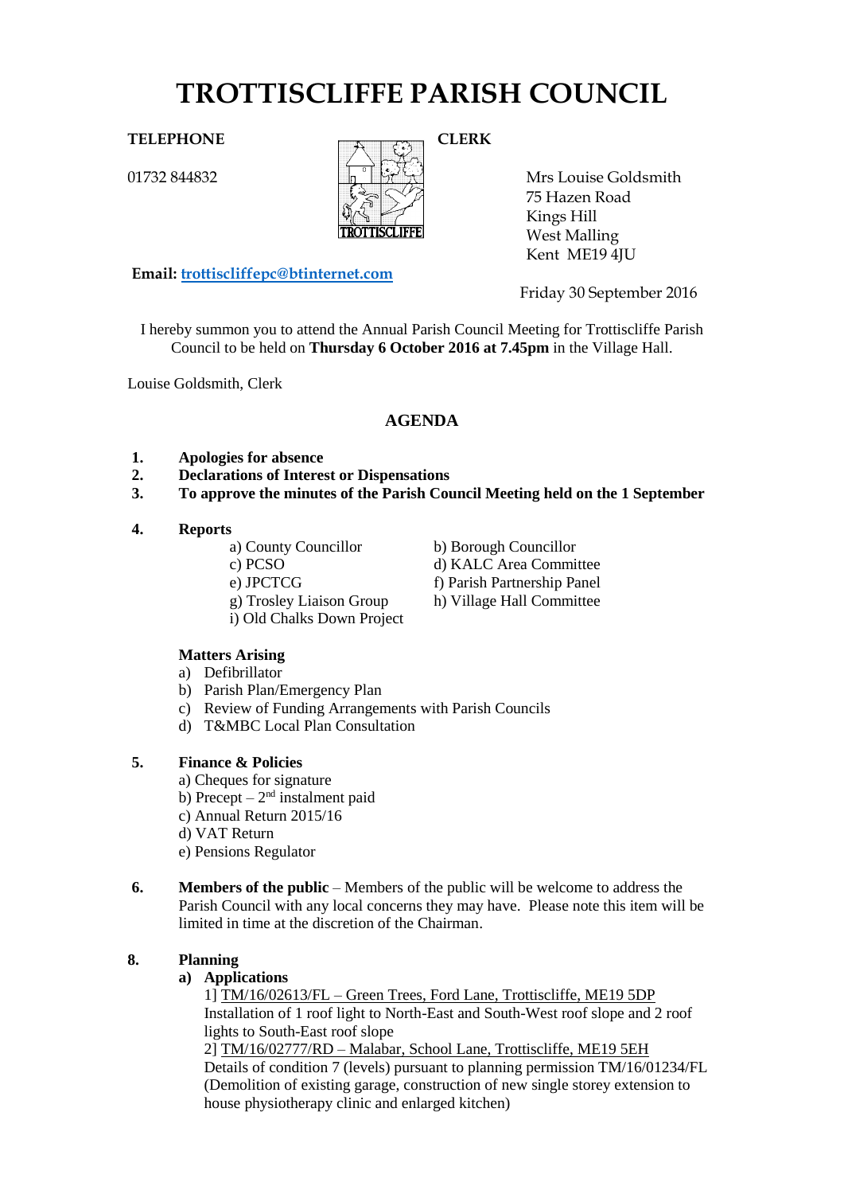# TROTTISCLIFFE PARISH COUNCIL

**TELEPHONE**

01732 844832

**CLERK**

Mrs Louise Goldsmith
75 Hazen Road
Kings Hill
West Malling
Kent ME19 4JU

**Email: trottiscliffepc@btinternet.com**

Friday 30 September 2016

I hereby summon you to attend the Annual Parish Council Meeting for Trottiscliffe Parish Council to be held on **Thursday 6 October 2016 at 7.45pm** in the Village Hall.

Louise Goldsmith, Clerk

## AGENDA

1. **Apologies for absence**
2. **Declarations of Interest or Dispensations**
3. **To approve the minutes of the Parish Council Meeting held on the 1 September**

4. **Reports**
   - a) County Councillor
   - b) Borough Councillor
   - c) PCSO
   - d) KALC Area Committee
   - e) JPCTCG
   - f) Parish Partnership Panel
   - g) Trosley Liaison Group
   - h) Village Hall Committee
   - i) Old Chalks Down Project

   **Matters Arising**
   - a) Defibrillator
   - b) Parish Plan/Emergency Plan
   - c) Review of Funding Arrangements with Parish Councils
   - d) T&MBC Local Plan Consultation

5. **Finance & Policies**
   - a) Cheques for signature
   - b) Precept – 2nd instalment paid
   - c) Annual Return 2015/16
   - d) VAT Return
   - e) Pensions Regulator

6. **Members of the public** – Members of the public will be welcome to address the Parish Council with any local concerns they may have. Please note this item will be limited in time at the discretion of the Chairman.

8. **Planning**
   - **a) Applications**

     1] TM/16/02613/FL – Green Trees, Ford Lane, Trottiscliffe, ME19 5DP
     Installation of 1 roof light to North-East and South-West roof slope and 2 roof lights to South-East roof slope

     2] TM/16/02777/RD – Malabar, School Lane, Trottiscliffe, ME19 5EH
     Details of condition 7 (levels) pursuant to planning permission TM/16/01234/FL (Demolition of existing garage, construction of new single storey extension to house physiotherapy clinic and enlarged kitchen)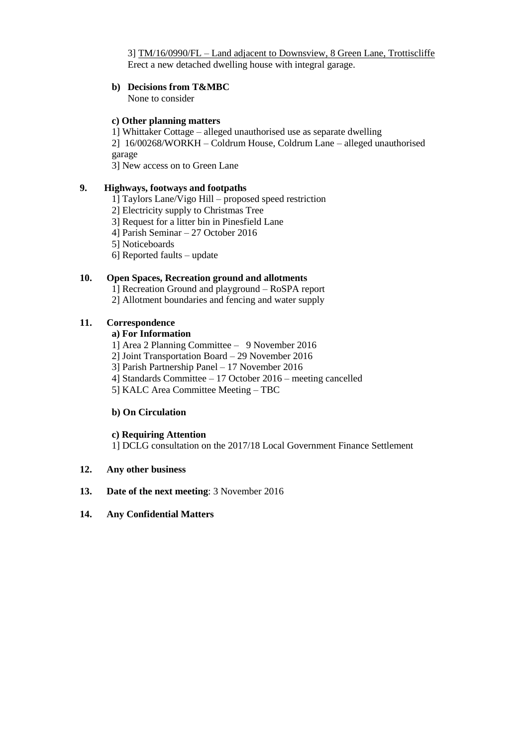3] <u>TM/16/0990/FL – Land adjacent to Downsview, 8 Green Lane, Trottiscliffe</u>
Erect a new detached dwelling house with integral garage.

**b) Decisions from T&MBC**
None to consider

**c) Other planning matters**
1] Whittaker Cottage – alleged unauthorised use as separate dwelling
2] 16/00268/WORKH – Coldrum House, Coldrum Lane – alleged unauthorised garage
3] New access on to Green Lane

**9. Highways, footways and footpaths**
1] Taylors Lane/Vigo Hill – proposed speed restriction
2] Electricity supply to Christmas Tree
3] Request for a litter bin in Pinesfield Lane
4] Parish Seminar – 27 October 2016
5] Noticeboards
6] Reported faults – update

**10. Open Spaces, Recreation ground and allotments**
1] Recreation Ground and playground – RoSPA report
2] Allotment boundaries and fencing and water supply

**11. Correspondence**

**a) For Information**
1] Area 2 Planning Committee – 9 November 2016
2] Joint Transportation Board – 29 November 2016
3] Parish Partnership Panel – 17 November 2016
4] Standards Committee – 17 October 2016 – meeting cancelled
5] KALC Area Committee Meeting – TBC

**b) On Circulation**

**c) Requiring Attention**
1] DCLG consultation on the 2017/18 Local Government Finance Settlement

**12. Any other business**

**13. Date of the next meeting**: 3 November 2016

**14. Any Confidential Matters**